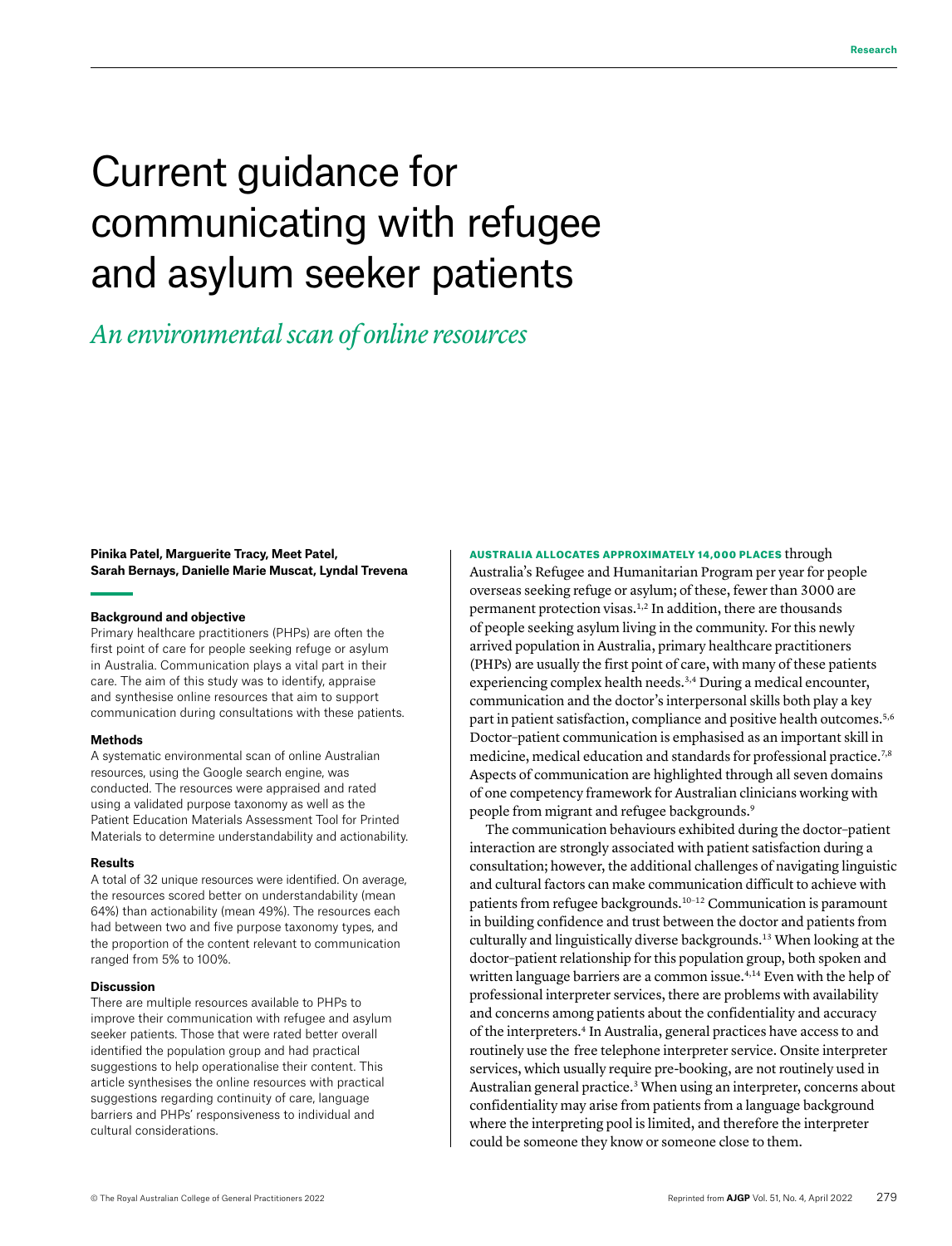# Current guidance for communicating with refugee and asylum seeker patients

*An environmental scan of online resources*

**Pinika Patel, Marguerite Tracy, Meet Patel, Sarah Bernays, Danielle Marie Muscat, Lyndal Trevena**

### Background and objective

Primary healthcare practitioners (PHPs) are often the first point of care for people seeking refuge or asylum in Australia. Communication plays a vital part in their care. The aim of this study was to identify, appraise and synthesise online resources that aim to support communication during consultations with these patients.

### Methods

A systematic environmental scan of online Australian resources, using the Google search engine, was conducted. The resources were appraised and rated using a validated purpose taxonomy as well as the Patient Education Materials Assessment Tool for Printed Materials to determine understandability and actionability.

### Results

A total of 32 unique resources were identified. On average, the resources scored better on understandability (mean 64%) than actionability (mean 49%). The resources each had between two and five purpose taxonomy types, and the proportion of the content relevant to communication ranged from 5% to 100%.

### Discussion

There are multiple resources available to PHPs to improve their communication with refugee and asylum seeker patients. Those that were rated better overall identified the population group and had practical suggestions to help operationalise their content. This article synthesises the online resources with practical suggestions regarding continuity of care, language barriers and PHPs' responsiveness to individual and cultural considerations.

**AUSTRALIA ALLOCATES APPROXIMATELY 14,000 PLACES** through Australia's Refugee and Humanitarian Program per year for people overseas seeking refuge or asylum; of these, fewer than 3000 are permanent protection visas.[1,2] In addition, there are thousands of people seeking asylum living in the community. For this newly arrived population in Australia, primary healthcare practitioners (PHPs) are usually the first point of care, with many of these patients experiencing complex health needs.[3,4] During a medical encounter, communication and the doctor's interpersonal skills both play a key part in patient satisfaction, compliance and positive health outcomes.[5,6] Doctor–patient communication is emphasised as an important skill in medicine, medical education and standards for professional practice.[7,8] Aspects of communication are highlighted through all seven domains of one competency framework for Australian clinicians working with people from migrant and refugee backgrounds.[9]

The communication behaviours exhibited during the doctor–patient interaction are strongly associated with patient satisfaction during a consultation; however, the additional challenges of navigating linguistic and cultural factors can make communication difficult to achieve with patients from refugee backgrounds.[10–12] Communication is paramount in building confidence and trust between the doctor and patients from culturally and linguistically diverse backgrounds.[13] When looking at the doctor–patient relationship for this population group, both spoken and written language barriers are a common issue.[4,14] Even with the help of professional interpreter services, there are problems with availability and concerns among patients about the confidentiality and accuracy of the interpreters.[4] In Australia, general practices have access to and routinely use the free telephone interpreter service. Onsite interpreter services, which usually require pre-booking, are not routinely used in Australian general practice.[3] When using an interpreter, concerns about confidentiality may arise from patients from a language background where the interpreting pool is limited, and therefore the interpreter could be someone they know or someone close to them.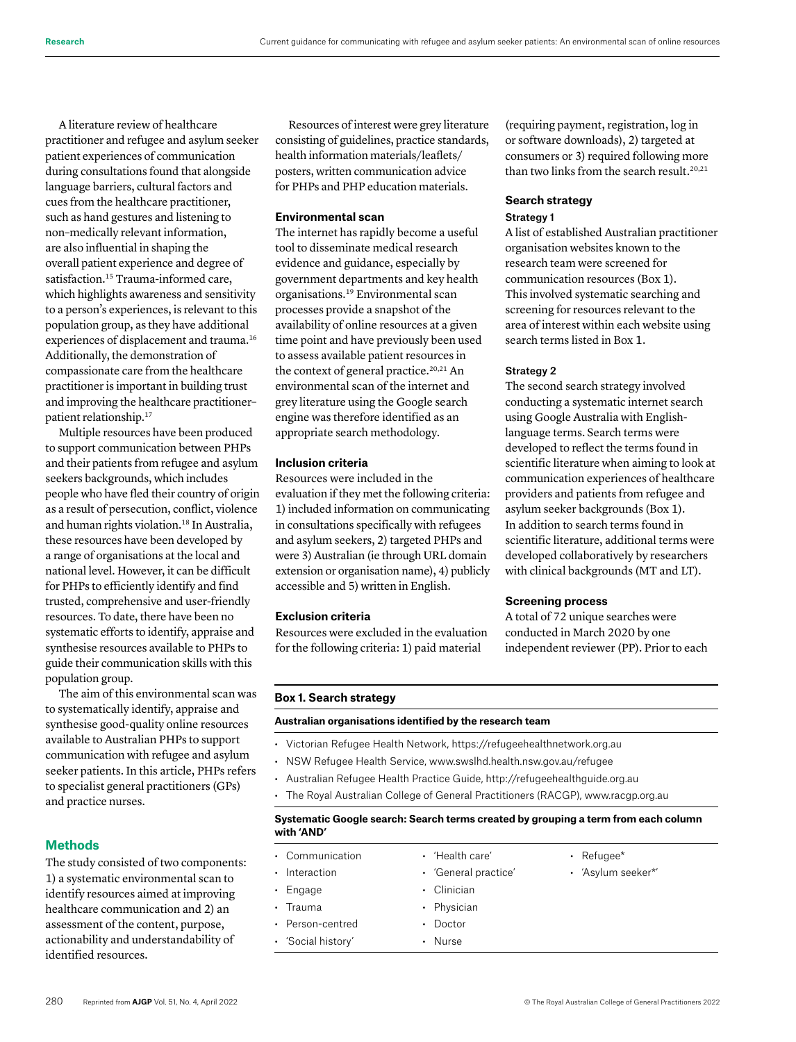A literature review of healthcare practitioner and refugee and asylum seeker patient experiences of communication during consultations found that alongside language barriers, cultural factors and cues from the healthcare practitioner, such as hand gestures and listening to non–medically relevant information, are also influential in shaping the overall patient experience and degree of satisfaction.[15] Trauma-informed care, which highlights awareness and sensitivity to a person's experiences, is relevant to this population group, as they have additional experiences of displacement and trauma.[16] Additionally, the demonstration of compassionate care from the healthcare practitioner is important in building trust and improving the healthcare practitioner–patient relationship.[17]

Multiple resources have been produced to support communication between PHPs and their patients from refugee and asylum seekers backgrounds, which includes people who have fled their country of origin as a result of persecution, conflict, violence and human rights violation.[18] In Australia, these resources have been developed by a range of organisations at the local and national level. However, it can be difficult for PHPs to efficiently identify and find trusted, comprehensive and user-friendly resources. To date, there have been no systematic efforts to identify, appraise and synthesise resources available to PHPs to guide their communication skills with this population group.

The aim of this environmental scan was to systematically identify, appraise and synthesise good-quality online resources available to Australian PHPs to support communication with refugee and asylum seeker patients. In this article, PHPs refers to specialist general practitioners (GPs) and practice nurses.

## Methods

The study consisted of two components: 1) a systematic environmental scan to identify resources aimed at improving healthcare communication and 2) an assessment of the content, purpose, actionability and understandability of identified resources.

Resources of interest were grey literature consisting of guidelines, practice standards, health information materials/leaflets/posters, written communication advice for PHPs and PHP education materials.

### Environmental scan

The internet has rapidly become a useful tool to disseminate medical research evidence and guidance, especially by government departments and key health organisations.[19] Environmental scan processes provide a snapshot of the availability of online resources at a given time point and have previously been used to assess available patient resources in the context of general practice.[20,21] An environmental scan of the internet and grey literature using the Google search engine was therefore identified as an appropriate search methodology.

### Inclusion criteria

Resources were included in the evaluation if they met the following criteria: 1) included information on communicating in consultations specifically with refugees and asylum seekers, 2) targeted PHPs and were 3) Australian (ie through URL domain extension or organisation name), 4) publicly accessible and 5) written in English.

### Exclusion criteria

Resources were excluded in the evaluation for the following criteria: 1) paid material (requiring payment, registration, log in or software downloads), 2) targeted at consumers or 3) required following more than two links from the search result.[20,21]

### Search strategy

#### Strategy 1

A list of established Australian practitioner organisation websites known to the research team were screened for communication resources (Box 1). This involved systematic searching and screening for resources relevant to the area of interest within each website using search terms listed in Box 1.

#### Strategy 2

The second search strategy involved conducting a systematic internet search using Google Australia with English-language terms. Search terms were developed to reflect the terms found in scientific literature when aiming to look at communication experiences of healthcare providers and patients from refugee and asylum seeker backgrounds (Box 1). In addition to search terms found in scientific literature, additional terms were developed collaboratively by researchers with clinical backgrounds (MT and LT).

### Screening process

A total of 72 unique searches were conducted in March 2020 by one independent reviewer (PP). Prior to each

**Box 1. Search strategy**

**Australian organisations identified by the research team**

- Victorian Refugee Health Network, https://refugeehealthnetwork.org.au
- NSW Refugee Health Service, www.swslhd.health.nsw.gov.au/refugee
- Australian Refugee Health Practice Guide, http://refugeehealthguide.org.au
- The Royal Australian College of General Practitioners (RACGP), www.racgp.org.au

**Systematic Google search: Search terms created by grouping a term from each column with 'AND'**

| | | |
|---|---|---|
| Communication | 'Health care' | Refugee* |
| Interaction | 'General practice' | 'Asylum seeker*' |
| Engage | Clinician | |
| Trauma | Physician | |
| Person-centred | Doctor | |
| 'Social history' | Nurse | |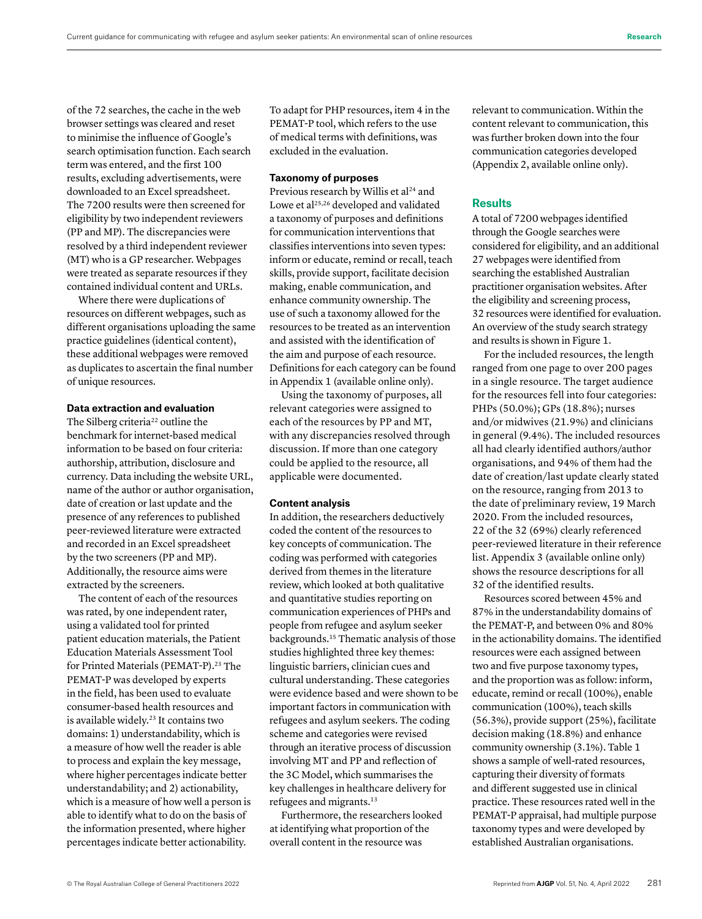of the 72 searches, the cache in the web browser settings was cleared and reset to minimise the influence of Google's search optimisation function. Each search term was entered, and the first 100 results, excluding advertisements, were downloaded to an Excel spreadsheet. The 7200 results were then screened for eligibility by two independent reviewers (PP and MP). The discrepancies were resolved by a third independent reviewer (MT) who is a GP researcher. Webpages were treated as separate resources if they contained individual content and URLs.

Where there were duplications of resources on different webpages, such as different organisations uploading the same practice guidelines (identical content), these additional webpages were removed as duplicates to ascertain the final number of unique resources.

### Data extraction and evaluation

The Silberg criteria[22] outline the benchmark for internet-based medical information to be based on four criteria: authorship, attribution, disclosure and currency. Data including the website URL, name of the author or author organisation, date of creation or last update and the presence of any references to published peer-reviewed literature were extracted and recorded in an Excel spreadsheet by the two screeners (PP and MP). Additionally, the resource aims were extracted by the screeners.

The content of each of the resources was rated, by one independent rater, using a validated tool for printed patient education materials, the Patient Education Materials Assessment Tool for Printed Materials (PEMAT-P).[23] The PEMAT-P was developed by experts in the field, has been used to evaluate consumer-based health resources and is available widely.[23] It contains two domains: 1) understandability, which is a measure of how well the reader is able to process and explain the key message, where higher percentages indicate better understandability; and 2) actionability, which is a measure of how well a person is able to identify what to do on the basis of the information presented, where higher percentages indicate better actionability.

To adapt for PHP resources, item 4 in the PEMAT-P tool, which refers to the use of medical terms with definitions, was excluded in the evaluation.

### Taxonomy of purposes

Previous research by Willis et al[24] and Lowe et al[25,26] developed and validated a taxonomy of purposes and definitions for communication interventions that classifies interventions into seven types: inform or educate, remind or recall, teach skills, provide support, facilitate decision making, enable communication, and enhance community ownership. The use of such a taxonomy allowed for the resources to be treated as an intervention and assisted with the identification of the aim and purpose of each resource. Definitions for each category can be found in Appendix 1 (available online only).

Using the taxonomy of purposes, all relevant categories were assigned to each of the resources by PP and MT, with any discrepancies resolved through discussion. If more than one category could be applied to the resource, all applicable were documented.

### Content analysis

In addition, the researchers deductively coded the content of the resources to key concepts of communication. The coding was performed with categories derived from themes in the literature review, which looked at both qualitative and quantitative studies reporting on communication experiences of PHPs and people from refugee and asylum seeker backgrounds.[15] Thematic analysis of those studies highlighted three key themes: linguistic barriers, clinician cues and cultural understanding. These categories were evidence based and were shown to be important factors in communication with refugees and asylum seekers. The coding scheme and categories were revised through an iterative process of discussion involving MT and PP and reflection of the 3C Model, which summarises the key challenges in healthcare delivery for refugees and migrants.[13]

Furthermore, the researchers looked at identifying what proportion of the overall content in the resource was relevant to communication. Within the content relevant to communication, this was further broken down into the four communication categories developed (Appendix 2, available online only).

## Results

A total of 7200 webpages identified through the Google searches were considered for eligibility, and an additional 27 webpages were identified from searching the established Australian practitioner organisation websites. After the eligibility and screening process, 32 resources were identified for evaluation. An overview of the study search strategy and results is shown in Figure 1.

For the included resources, the length ranged from one page to over 200 pages in a single resource. The target audience for the resources fell into four categories: PHPs (50.0%); GPs (18.8%); nurses and/or midwives (21.9%) and clinicians in general (9.4%). The included resources all had clearly identified authors/author organisations, and 94% of them had the date of creation/last update clearly stated on the resource, ranging from 2013 to the date of preliminary review, 19 March 2020. From the included resources, 22 of the 32 (69%) clearly referenced peer-reviewed literature in their reference list. Appendix 3 (available online only) shows the resource descriptions for all 32 of the identified results.

Resources scored between 45% and 87% in the understandability domains of the PEMAT-P, and between 0% and 80% in the actionability domains. The identified resources were each assigned between two and five purpose taxonomy types, and the proportion was as follow: inform, educate, remind or recall (100%), enable communication (100%), teach skills (56.3%), provide support (25%), facilitate decision making (18.8%) and enhance community ownership (3.1%). Table 1 shows a sample of well-rated resources, capturing their diversity of formats and different suggested use in clinical practice. These resources rated well in the PEMAT-P appraisal, had multiple purpose taxonomy types and were developed by established Australian organisations.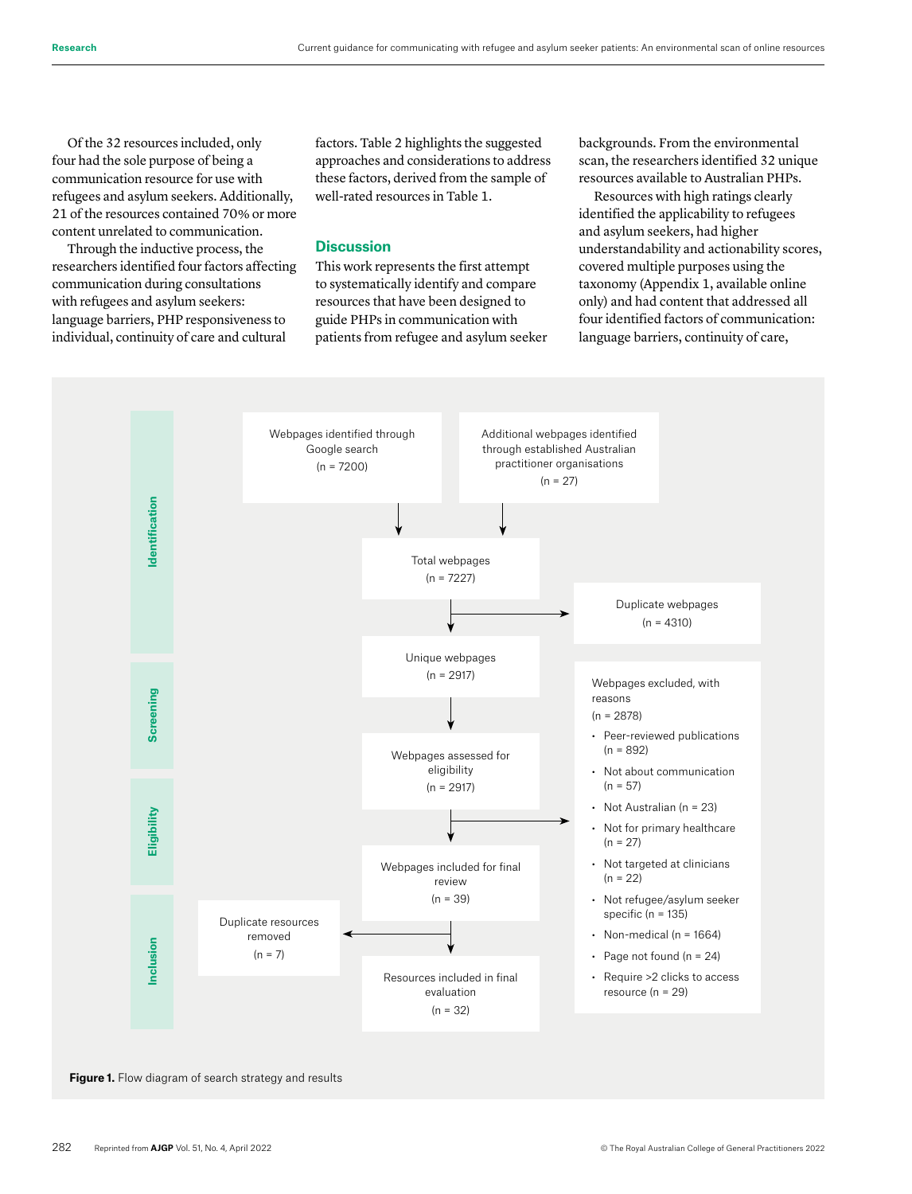Of the 32 resources included, only four had the sole purpose of being a communication resource for use with refugees and asylum seekers. Additionally, 21 of the resources contained 70% or more content unrelated to communication.

Through the inductive process, the researchers identified four factors affecting communication during consultations with refugees and asylum seekers: language barriers, PHP responsiveness to individual, continuity of care and cultural factors. Table 2 highlights the suggested approaches and considerations to address these factors, derived from the sample of well-rated resources in Table 1.

## Discussion

This work represents the first attempt to systematically identify and compare resources that have been designed to guide PHPs in communication with patients from refugee and asylum seeker backgrounds. From the environmental scan, the researchers identified 32 unique resources available to Australian PHPs.

Resources with high ratings clearly identified the applicability to refugees and asylum seekers, had higher understandability and actionability scores, covered multiple purposes using the taxonomy (Appendix 1, available online only) and had content that addressed all four identified factors of communication: language barriers, continuity of care,

**Identification**

- Webpages identified through Google search (n = 7200)
- Additional webpages identified through established Australian practitioner organisations (n = 27)
- Total webpages (n = 7227)
- Duplicate webpages (n = 4310)

**Screening**

- Unique webpages (n = 2917)

**Eligibility**

- Webpages assessed for eligibility (n = 2917)
- Webpages excluded, with reasons (n = 2878)
  - Peer-reviewed publications (n = 892)
  - Not about communication (n = 57)
  - Not Australian (n = 23)
  - Not for primary healthcare (n = 27)
  - Not targeted at clinicians (n = 22)
  - Not refugee/asylum seeker specific (n = 135)
  - Non-medical (n = 1664)
  - Page not found (n = 24)
  - Require >2 clicks to access resource (n = 29)

**Inclusion**

- Webpages included for final review (n = 39)
- Duplicate resources removed (n = 7)
- Resources included in final evaluation (n = 32)

**Figure 1.** Flow diagram of search strategy and results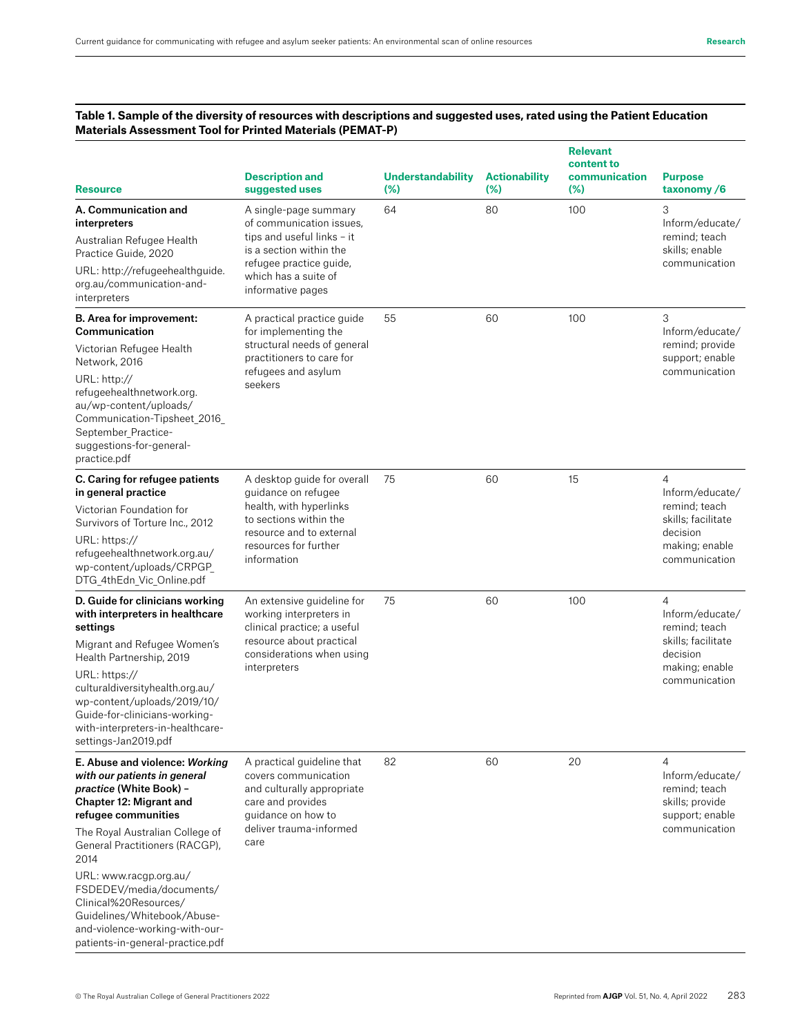**Table 1. Sample of the diversity of resources with descriptions and suggested uses, rated using the Patient Education Materials Assessment Tool for Printed Materials (PEMAT-P)**

| Resource | Description and suggested uses | Understandability (%) | Actionability (%) | Relevant content to communication (%) | Purpose taxonomy /6 |
|---|---|---|---|---|---|
| **A. Communication and interpreters**<br>Australian Refugee Health Practice Guide, 2020<br>URL: http://refugeehealthguide.org.au/communication-and-interpreters | A single-page summary of communication issues, tips and useful links – it is a section within the refugee practice guide, which has a suite of informative pages | 64 | 80 | 100 | 3<br>Inform/educate/remind; teach skills; enable communication |
| **B. Area for improvement: Communication**<br>Victorian Refugee Health Network, 2016<br>URL: http://refugeehealthnetwork.org.au/wp-content/uploads/Communication-Tipsheet_2016_September_Practice-suggestions-for-general-practice.pdf | A practical practice guide for implementing the structural needs of general practitioners to care for refugees and asylum seekers | 55 | 60 | 100 | 3<br>Inform/educate/remind; provide support; enable communication |
| **C. Caring for refugee patients in general practice**<br>Victorian Foundation for Survivors of Torture Inc., 2012<br>URL: https://refugeehealthnetwork.org.au/wp-content/uploads/CRPGP_DTG_4thEdn_Vic_Online.pdf | A desktop guide for overall guidance on refugee health, with hyperlinks to sections within the resource and to external resources for further information | 75 | 60 | 15 | 4<br>Inform/educate/remind; teach skills; facilitate decision making; enable communication |
| **D. Guide for clinicians working with interpreters in healthcare settings**<br>Migrant and Refugee Women's Health Partnership, 2019<br>URL: https://culturaldiversityhealth.org.au/wp-content/uploads/2019/10/Guide-for-clinicians-working-with-interpreters-in-healthcare-settings-Jan2019.pdf | An extensive guideline for working interpreters in clinical practice; a useful resource about practical considerations when using interpreters | 75 | 60 | 100 | 4<br>Inform/educate/remind; teach skills; facilitate decision making; enable communication |
| **E. Abuse and violence: *Working with our patients in general practice* (White Book) – Chapter 12: Migrant and refugee communities**<br>The Royal Australian College of General Practitioners (RACGP), 2014<br>URL: www.racgp.org.au/FSDEDEV/media/documents/Clinical%20Resources/Guidelines/Whitebook/Abuse-and-violence-working-with-our-patients-in-general-practice.pdf | A practical guideline that covers communication and culturally appropriate care and provides guidance on how to deliver trauma-informed care | 82 | 60 | 20 | 4<br>Inform/educate/remind; teach skills; provide support; enable communication |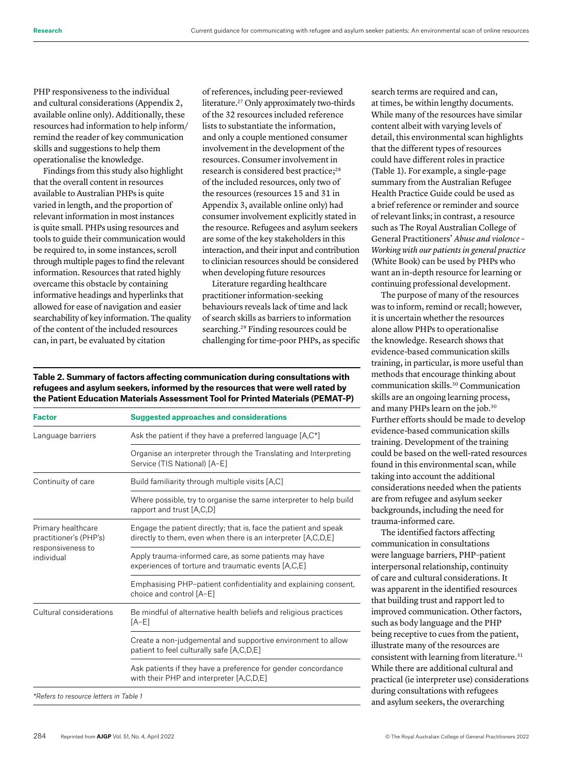PHP responsiveness to the individual and cultural considerations (Appendix 2, available online only). Additionally, these resources had information to help inform/remind the reader of key communication skills and suggestions to help them operationalise the knowledge.

Findings from this study also highlight that the overall content in resources available to Australian PHPs is quite varied in length, and the proportion of relevant information in most instances is quite small. PHPs using resources and tools to guide their communication would be required to, in some instances, scroll through multiple pages to find the relevant information. Resources that rated highly overcame this obstacle by containing informative headings and hyperlinks that allowed for ease of navigation and easier searchability of key information. The quality of the content of the included resources can, in part, be evaluated by citation of references, including peer-reviewed literature.[27] Only approximately two-thirds of the 32 resources included reference lists to substantiate the information, and only a couple mentioned consumer involvement in the development of the resources. Consumer involvement in research is considered best practice;[28] of the included resources, only two of the resources (resources 15 and 31 in Appendix 3, available online only) had consumer involvement explicitly stated in the resource. Refugees and asylum seekers are some of the key stakeholders in this interaction, and their input and contribution to clinician resources should be considered when developing future resources

Literature regarding healthcare practitioner information-seeking behaviours reveals lack of time and lack of search skills as barriers to information searching.[29] Finding resources could be challenging for time-poor PHPs, as specific search terms are required and can, at times, be within lengthy documents. While many of the resources have similar content albeit with varying levels of detail, this environmental scan highlights that the different types of resources could have different roles in practice (Table 1). For example, a single-page summary from the Australian Refugee Health Practice Guide could be used as a brief reference or reminder and source of relevant links; in contrast, a resource such as The Royal Australian College of General Practitioners' *Abuse and violence – Working with our patients in general practice* (White Book) can be used by PHPs who want an in-depth resource for learning or continuing professional development.

The purpose of many of the resources was to inform, remind or recall; however, it is uncertain whether the resources alone allow PHPs to operationalise the knowledge. Research shows that evidence-based communication skills training, in particular, is more useful than methods that encourage thinking about communication skills.[30] Communication skills are an ongoing learning process, and many PHPs learn on the job.[30] Further efforts should be made to develop evidence-based communication skills training. Development of the training could be based on the well-rated resources found in this environmental scan, while taking into account the additional considerations needed when the patients are from refugee and asylum seeker backgrounds, including the need for trauma-informed care.

The identified factors affecting communication in consultations were language barriers, PHP–patient interpersonal relationship, continuity of care and cultural considerations. It was apparent in the identified resources that building trust and rapport led to improved communication. Other factors, such as body language and the PHP being receptive to cues from the patient, illustrate many of the resources are consistent with learning from literature.[31] While there are additional cultural and practical (ie interpreter use) considerations during consultations with refugees and asylum seekers, the overarching

**Table 2. Summary of factors affecting communication during consultations with refugees and asylum seekers, informed by the resources that were well rated by the Patient Education Materials Assessment Tool for Printed Materials (PEMAT-P)**

| Factor | Suggested approaches and considerations |
|---|---|
| Language barriers | Ask the patient if they have a preferred language [A,C*] |
| | Organise an interpreter through the Translating and Interpreting Service (TIS National) [A–E] |
| Continuity of care | Build familiarity through multiple visits [A,C] |
| | Where possible, try to organise the same interpreter to help build rapport and trust [A,C,D] |
| Primary healthcare practitioner's (PHP's) responsiveness to individual | Engage the patient directly; that is, face the patient and speak directly to them, even when there is an interpreter [A,C,D,E] |
| | Apply trauma-informed care, as some patients may have experiences of torture and traumatic events [A,C,E] |
| | Emphasising PHP–patient confidentiality and explaining consent, choice and control [A–E] |
| Cultural considerations | Be mindful of alternative health beliefs and religious practices [A–E] |
| | Create a non-judgemental and supportive environment to allow patient to feel culturally safe [A,C,D,E] |
| | Ask patients if they have a preference for gender concordance with their PHP and interpreter [A,C,D,E] |

*Refers to resource letters in Table 1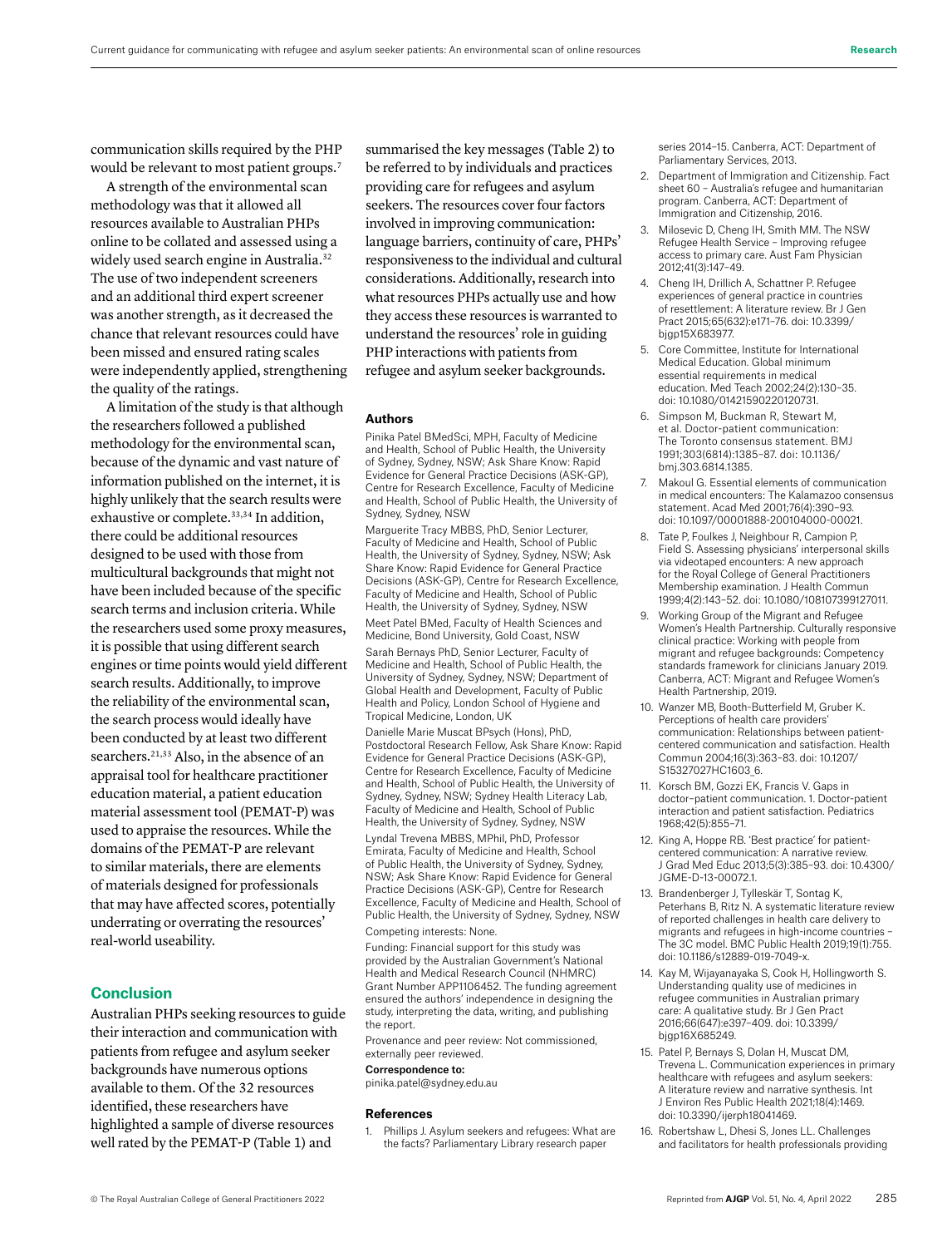communication skills required by the PHP would be relevant to most patient groups.[7]

A strength of the environmental scan methodology was that it allowed all resources available to Australian PHPs online to be collated and assessed using a widely used search engine in Australia.[32] The use of two independent screeners and an additional third expert screener was another strength, as it decreased the chance that relevant resources could have been missed and ensured rating scales were independently applied, strengthening the quality of the ratings.

A limitation of the study is that although the researchers followed a published methodology for the environmental scan, because of the dynamic and vast nature of information published on the internet, it is highly unlikely that the search results were exhaustive or complete.[33,34] In addition, there could be additional resources designed to be used with those from multicultural backgrounds that might not have been included because of the specific search terms and inclusion criteria. While the researchers used some proxy measures, it is possible that using different search engines or time points would yield different search results. Additionally, to improve the reliability of the environmental scan, the search process would ideally have been conducted by at least two different searchers.[21,33] Also, in the absence of an appraisal tool for healthcare practitioner education material, a patient education material assessment tool (PEMAT-P) was used to appraise the resources. While the domains of the PEMAT-P are relevant to similar materials, there are elements of materials designed for professionals that may have affected scores, potentially underrating or overrating the resources' real-world useability.

## Conclusion

Australian PHPs seeking resources to guide their interaction and communication with patients from refugee and asylum seeker backgrounds have numerous options available to them. Of the 32 resources identified, these researchers have highlighted a sample of diverse resources well rated by the PEMAT-P (Table 1) and summarised the key messages (Table 2) to be referred to by individuals and practices providing care for refugees and asylum seekers. The resources cover four factors involved in improving communication: language barriers, continuity of care, PHPs' responsiveness to the individual and cultural considerations. Additionally, research into what resources PHPs actually use and how they access these resources is warranted to understand the resources' role in guiding PHP interactions with patients from refugee and asylum seeker backgrounds.

### Authors

Pinika Patel BMedSci, MPH, Faculty of Medicine and Health, School of Public Health, the University of Sydney, Sydney, NSW; Ask Share Know: Rapid Evidence for General Practice Decisions (ASK-GP), Centre for Research Excellence, Faculty of Medicine and Health, School of Public Health, the University of Sydney, Sydney, NSW

Marguerite Tracy MBBS, PhD, Senior Lecturer, Faculty of Medicine and Health, School of Public Health, the University of Sydney, Sydney, NSW; Ask Share Know: Rapid Evidence for General Practice Decisions (ASK-GP), Centre for Research Excellence, Faculty of Medicine and Health, School of Public Health, the University of Sydney, Sydney, NSW

Meet Patel BMed, Faculty of Health Sciences and Medicine, Bond University, Gold Coast, NSW

Sarah Bernays PhD, Senior Lecturer, Faculty of Medicine and Health, School of Public Health, the University of Sydney, Sydney, NSW; Department of Global Health and Development, Faculty of Public Health and Policy, London School of Hygiene and Tropical Medicine, London, UK

Danielle Marie Muscat BPsych (Hons), PhD, Postdoctoral Research Fellow, Ask Share Know: Rapid Evidence for General Practice Decisions (ASK-GP), Centre for Research Excellence, Faculty of Medicine and Health, School of Public Health, the University of Sydney, Sydney, NSW; Sydney Health Literacy Lab, Faculty of Medicine and Health, School of Public Health, the University of Sydney, Sydney, NSW

Lyndal Trevena MBBS, MPhil, PhD, Professor Emirata, Faculty of Medicine and Health, School of Public Health, the University of Sydney, Sydney, NSW; Ask Share Know: Rapid Evidence for General Practice Decisions (ASK-GP), Centre for Research Excellence, Faculty of Medicine and Health, School of Public Health, the University of Sydney, Sydney, NSW

Competing interests: None.

Funding: Financial support for this study was provided by the Australian Government's National Health and Medical Research Council (NHMRC) Grant Number APP1106452. The funding agreement ensured the authors' independence in designing the study, interpreting the data, writing, and publishing the report.

Provenance and peer review: Not commissioned, externally peer reviewed.

**Correspondence to:**
pinika.patel@sydney.edu.au

### References

1. Phillips J. Asylum seekers and refugees: What are the facts? Parliamentary Library research paper series 2014–15. Canberra, ACT: Department of Parliamentary Services, 2013.
2. Department of Immigration and Citizenship. Fact sheet 60 – Australia's refugee and humanitarian program. Canberra, ACT: Department of Immigration and Citizenship, 2016.
3. Milosevic D, Cheng IH, Smith MM. The NSW Refugee Health Service – Improving refugee access to primary care. Aust Fam Physician 2012;41(3):147–49.
4. Cheng IH, Drillich A, Schattner P. Refugee experiences of general practice in countries of resettlement: A literature review. Br J Gen Pract 2015;65(632):e171–76. doi: 10.3399/bjgp15X683977.
5. Core Committee, Institute for International Medical Education. Global minimum essential requirements in medical education. Med Teach 2002;24(2):130–35. doi: 10.1080/01421590220120731.
6. Simpson M, Buckman R, Stewart M, et al. Doctor-patient communication: The Toronto consensus statement. BMJ 1991;303(6814):1385–87. doi: 10.1136/bmj.303.6814.1385.
7. Makoul G. Essential elements of communication in medical encounters: The Kalamazoo consensus statement. Acad Med 2001;76(4):390–93. doi: 10.1097/00001888-200104000-00021.
8. Tate P, Foulkes J, Neighbour R, Campion P, Field S. Assessing physicians' interpersonal skills via videotaped encounters: A new approach for the Royal College of General Practitioners Membership examination. J Health Commun 1999;4(2):143–52. doi: 10.1080/108107399127011.
9. Working Group of the Migrant and Refugee Women's Health Partnership. Culturally responsive clinical practice: Working with people from migrant and refugee backgrounds: Competency standards framework for clinicians January 2019. Canberra, ACT: Migrant and Refugee Women's Health Partnership, 2019.
10. Wanzer MB, Booth-Butterfield M, Gruber K. Perceptions of health care providers' communication: Relationships between patient-centered communication and satisfaction. Health Commun 2004;16(3):363–83. doi: 10.1207/S15327027HC1603_6.
11. Korsch BM, Gozzi EK, Francis V. Gaps in doctor–patient communication. 1. Doctor-patient interaction and patient satisfaction. Pediatrics 1968;42(5):855–71.
12. King A, Hoppe RB. 'Best practice' for patient-centered communication: A narrative review. J Grad Med Educ 2013;5(3):385–93. doi: 10.4300/JGME-D-13-00072.1.
13. Brandenberger J, Tylleskär T, Sontag K, Peterhans B, Ritz N. A systematic literature review of reported challenges in health care delivery to migrants and refugees in high-income countries – The 3C model. BMC Public Health 2019;19(1):755. doi: 10.1186/s12889-019-7049-x.
14. Kay M, Wijayanayaka S, Cook H, Hollingworth S. Understanding quality use of medicines in refugee communities in Australian primary care: A qualitative study. Br J Gen Pract 2016;66(647):e397–409. doi: 10.3399/bjgp16X685249.
15. Patel P, Bernays S, Dolan H, Muscat DM, Trevena L. Communication experiences in primary healthcare with refugees and asylum seekers: A literature review and narrative synthesis. Int J Environ Res Public Health 2021;18(4):1469. doi: 10.3390/ijerph18041469.
16. Robertshaw L, Dhesi S, Jones LL. Challenges and facilitators for health professionals providing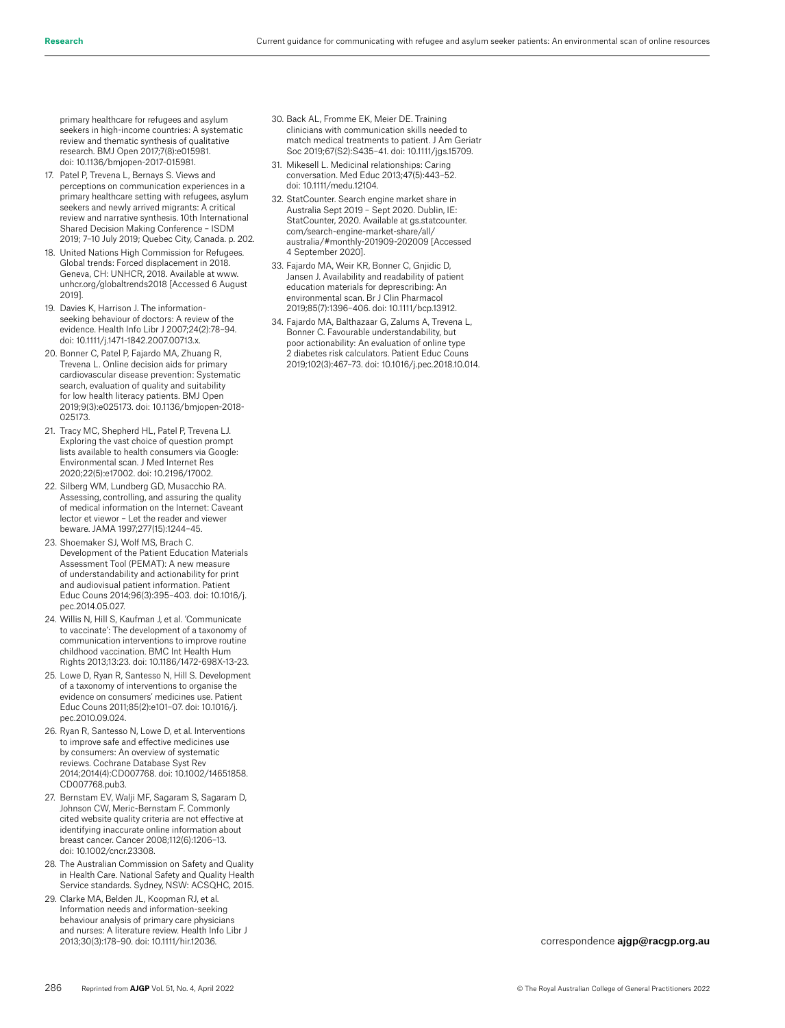primary healthcare for refugees and asylum seekers in high-income countries: A systematic review and thematic synthesis of qualitative research. BMJ Open 2017;7(8):e015981. doi: 10.1136/bmjopen-2017-015981.

17. Patel P, Trevena L, Bernays S. Views and perceptions on communication experiences in a primary healthcare setting with refugees, asylum seekers and newly arrived migrants: A critical review and narrative synthesis. 10th International Shared Decision Making Conference – ISDM 2019; 7–10 July 2019; Quebec City, Canada. p. 202.
18. United Nations High Commission for Refugees. Global trends: Forced displacement in 2018. Geneva, CH: UNHCR, 2018. Available at www.unhcr.org/globaltrends2018 [Accessed 6 August 2019].
19. Davies K, Harrison J. The information-seeking behaviour of doctors: A review of the evidence. Health Info Libr J 2007;24(2):78–94. doi: 10.1111/j.1471-1842.2007.00713.x.
20. Bonner C, Patel P, Fajardo MA, Zhuang R, Trevena L. Online decision aids for primary cardiovascular disease prevention: Systematic search, evaluation of quality and suitability for low health literacy patients. BMJ Open 2019;9(3):e025173. doi: 10.1136/bmjopen-2018-025173.
21. Tracy MC, Shepherd HL, Patel P, Trevena LJ. Exploring the vast choice of question prompt lists available to health consumers via Google: Environmental scan. J Med Internet Res 2020;22(5):e17002. doi: 10.2196/17002.
22. Silberg WM, Lundberg GD, Musacchio RA. Assessing, controlling, and assuring the quality of medical information on the Internet: Caveant lector et viewor – Let the reader and viewer beware. JAMA 1997;277(15):1244–45.
23. Shoemaker SJ, Wolf MS, Brach C. Development of the Patient Education Materials Assessment Tool (PEMAT): A new measure of understandability and actionability for print and audiovisual patient information. Patient Educ Couns 2014;96(3):395–403. doi: 10.1016/j.pec.2014.05.027.
24. Willis N, Hill S, Kaufman J, et al. 'Communicate to vaccinate': The development of a taxonomy of communication interventions to improve routine childhood vaccination. BMC Int Health Hum Rights 2013;13:23. doi: 10.1186/1472-698X-13-23.
25. Lowe D, Ryan R, Santesso N, Hill S. Development of a taxonomy of interventions to organise the evidence on consumers' medicines use. Patient Educ Couns 2011;85(2):e101–07. doi: 10.1016/j.pec.2010.09.024.
26. Ryan R, Santesso N, Lowe D, et al. Interventions to improve safe and effective medicines use by consumers: An overview of systematic reviews. Cochrane Database Syst Rev 2014;2014(4):CD007768. doi: 10.1002/14651858.CD007768.pub3.
27. Bernstam EV, Walji MF, Sagaram S, Sagaram D, Johnson CW, Meric-Bernstam F. Commonly cited website quality criteria are not effective at identifying inaccurate online information about breast cancer. Cancer 2008;112(6):1206–13. doi: 10.1002/cncr.23308.
28. The Australian Commission on Safety and Quality in Health Care. National Safety and Quality Health Service standards. Sydney, NSW: ACSQHC, 2015.
29. Clarke MA, Belden JL, Koopman RJ, et al. Information needs and information-seeking behaviour analysis of primary care physicians and nurses: A literature review. Health Info Libr J 2013;30(3):178–90. doi: 10.1111/hir.12036.
30. Back AL, Fromme EK, Meier DE. Training clinicians with communication skills needed to match medical treatments to patient. J Am Geriatr Soc 2019;67(S2):S435–41. doi: 10.1111/jgs.15709.
31. Mikesell L. Medicinal relationships: Caring conversation. Med Educ 2013;47(5):443–52. doi: 10.1111/medu.12104.
32. StatCounter. Search engine market share in Australia Sept 2019 – Sept 2020. Dublin, IE: StatCounter, 2020. Available at gs.statcounter.com/search-engine-market-share/all/australia/#monthly-201909-202009 [Accessed 4 September 2020].
33. Fajardo MA, Weir KR, Bonner C, Gnjidic D, Jansen J. Availability and readability of patient education materials for deprescribing: An environmental scan. Br J Clin Pharmacol 2019;85(7):1396–406. doi: 10.1111/bcp.13912.
34. Fajardo MA, Balthazaar G, Zalums A, Trevena L, Bonner C. Favourable understandability, but poor actionability: An evaluation of online type 2 diabetes risk calculators. Patient Educ Couns 2019;102(3):467–73. doi: 10.1016/j.pec.2018.10.014.

correspondence **ajgp@racgp.org.au**